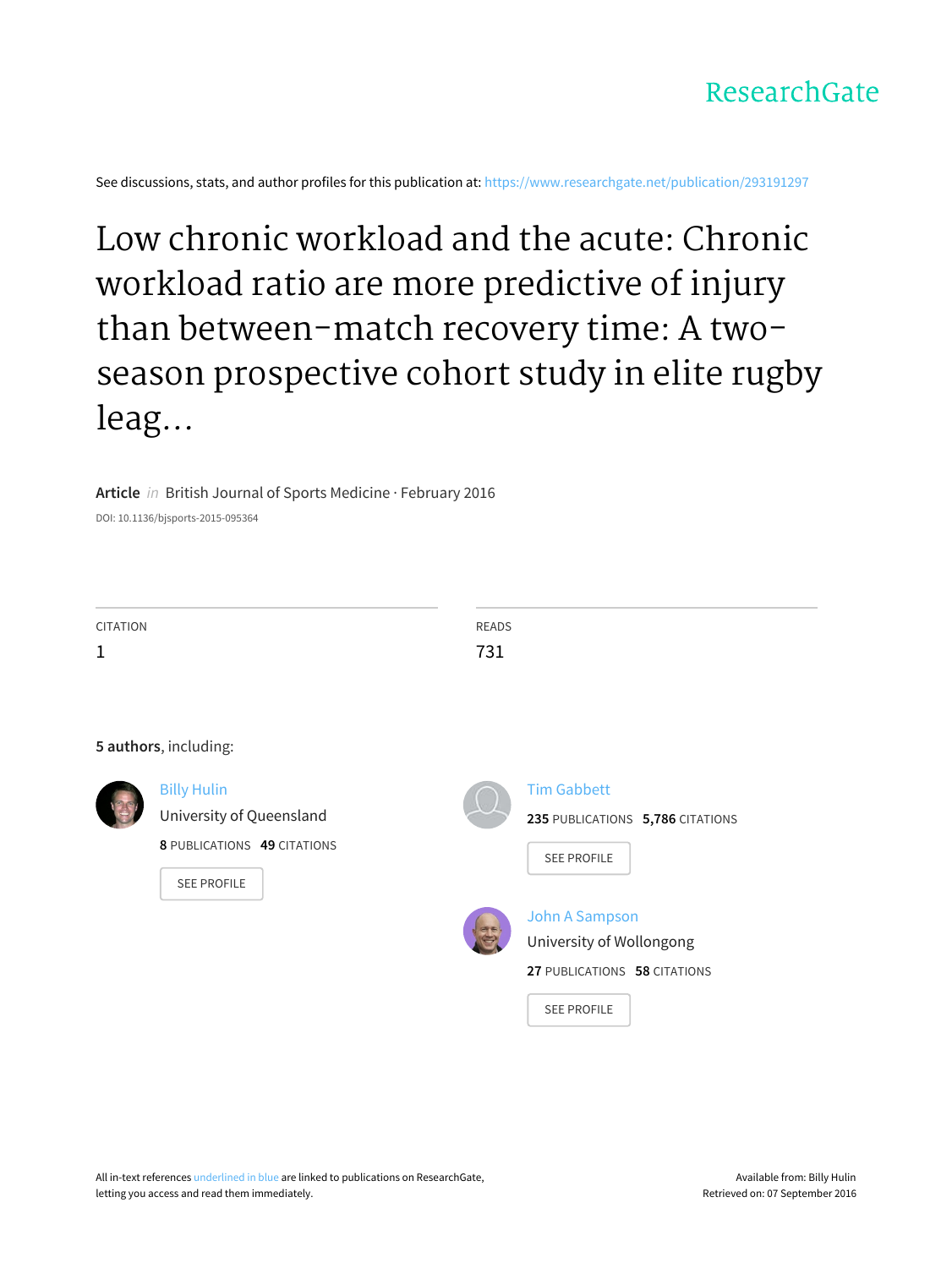ResearchGate

See discussions, stats, and author profiles for this publication at: https://www.researchgate.net/publication/293191297

# Low chronic workload and the acute: Chronic workload ratio are more predictive of injury than between-match recovery time: A two-season prospective cohort study in elite rugby leag...

**Article** *in* British Journal of Sports Medicine · February 2016

DOI: 10.1136/bjsports-2015-095364

CITATION
1

READS
731

**5 authors**, including:

Billy Hulin
University of Queensland
**8** PUBLICATIONS **49** CITATIONS
SEE PROFILE

Tim Gabbett
**235** PUBLICATIONS **5,786** CITATIONS
SEE PROFILE

John A Sampson
University of Wollongong
**27** PUBLICATIONS **58** CITATIONS
SEE PROFILE

All in-text references underlined in blue are linked to publications on ResearchGate, letting you access and read them immediately.

Available from: Billy Hulin
Retrieved on: 07 September 2016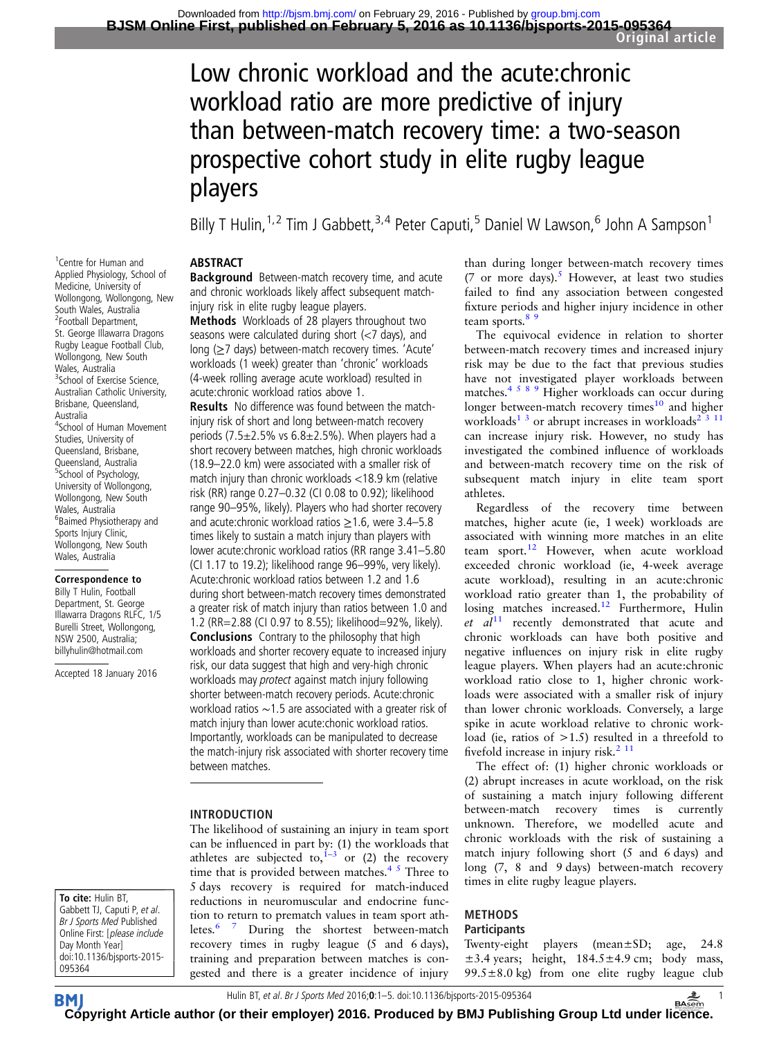# Low chronic workload and the acute:chronic workload ratio are more predictive of injury than between-match recovery time: a two-season prospective cohort study in elite rugby league players

Billy T Hulin,[1,2] Tim J Gabbett,[3,4] Peter Caputi,[5] Daniel W Lawson,[6] John A Sampson[1]

[1]Centre for Human and Applied Physiology, School of Medicine, University of Wollongong, Wollongong, New South Wales, Australia
[2]Football Department, St. George Illawarra Dragons Rugby League Football Club, Wollongong, New South Wales, Australia
[3]School of Exercise Science, Australian Catholic University, Brisbane, Queensland, Australia
[4]School of Human Movement Studies, University of Queensland, Brisbane, Queensland, Australia
[5]School of Psychology, University of Wollongong, Wollongong, New South Wales, Australia
[6]Baimed Physiotherapy and Sports Injury Clinic, Wollongong, New South Wales, Australia

**Correspondence to**
Billy T Hulin, Football Department, St. George Illawarra Dragons RLFC, 1/5 Burelli Street, Wollongong, NSW 2500, Australia; billyhulin@hotmail.com

Accepted 18 January 2016

**To cite:** Hulin BT, Gabbett TJ, Caputi P, *et al*. *Br J Sports Med* Published Online First: [*please include* Day Month Year] doi:10.1136/bjsports-2015-095364

## ABSTRACT

**Background** Between-match recovery time, and acute and chronic workloads likely affect subsequent match-injury risk in elite rugby league players.

**Methods** Workloads of 28 players throughout two seasons were calculated during short (<7 days), and long (≥7 days) between-match recovery times. 'Acute' workloads (1 week) greater than 'chronic' workloads (4-week rolling average acute workload) resulted in acute:chronic workload ratios above 1.

**Results** No difference was found between the match-injury risk of short and long between-match recovery periods (7.5±2.5% vs 6.8±2.5%). When players had a short recovery between matches, high chronic workloads (18.9–22.0 km) were associated with a smaller risk of match injury than chronic workloads <18.9 km (relative risk (RR) range 0.27–0.32 (CI 0.08 to 0.92); likelihood range 90–95%, likely). Players who had shorter recovery and acute:chronic workload ratios ≥1.6, were 3.4–5.8 times likely to sustain a match injury than players with lower acute:chronic workload ratios (RR range 3.41–5.80 (CI 1.17 to 19.2); likelihood range 96–99%, very likely). Acute:chronic workload ratios between 1.2 and 1.6 during short between-match recovery times demonstrated a greater risk of match injury than ratios between 1.0 and 1.2 (RR=2.88 (CI 0.97 to 8.55); likelihood=92%, likely).

**Conclusions** Contrary to the philosophy that high workloads and shorter recovery equate to increased injury risk, our data suggest that high and very-high chronic workloads may *protect* against match injury following shorter between-match recovery periods. Acute:chronic workload ratios ∼1.5 are associated with a greater risk of match injury than lower acute:chonic workload ratios. Importantly, workloads can be manipulated to decrease the match-injury risk associated with shorter recovery time between matches.

## INTRODUCTION

The likelihood of sustaining an injury in team sport can be influenced in part by: (1) the workloads that athletes are subjected to,[1–3] or (2) the recovery time that is provided between matches.[4 5] Three to 5 days recovery is required for match-induced reductions in neuromuscular and endocrine function to return to prematch values in team sport athletes.[6 7] During the shortest between-match recovery times in rugby league (5 and 6 days), training and preparation between matches is congested and there is a greater incidence of injury than during longer between-match recovery times (7 or more days).[5] However, at least two studies failed to find any association between congested fixture periods and higher injury incidence in other team sports.[8 9]

The equivocal evidence in relation to shorter between-match recovery times and increased injury risk may be due to the fact that previous studies have not investigated player workloads between matches.[4 5 8 9] Higher workloads can occur during longer between-match recovery times[10] and higher workloads[1 3] or abrupt increases in workloads[2 3 11] can increase injury risk. However, no study has investigated the combined influence of workloads and between-match recovery time on the risk of subsequent match injury in elite team sport athletes.

Regardless of the recovery time between matches, higher acute (ie, 1 week) workloads are associated with winning more matches in an elite team sport.[12] However, when acute workload exceeded chronic workload (ie, 4-week average acute workload), resulting in an acute:chronic workload ratio greater than 1, the probability of losing matches increased.[12] Furthermore, Hulin *et al*[11] recently demonstrated that acute and chronic workloads can have both positive and negative influences on injury risk in elite rugby league players. When players had an acute:chronic workload ratio close to 1, higher chronic workloads were associated with a smaller risk of injury than lower chronic workloads. Conversely, a large spike in acute workload relative to chronic workload (ie, ratios of >1.5) resulted in a threefold to fivefold increase in injury risk.[2 11]

The effect of: (1) higher chronic workloads or (2) abrupt increases in acute workload, on the risk of sustaining a match injury following different between-match recovery times is currently unknown. Therefore, we modelled acute and chronic workloads with the risk of sustaining a match injury following short (5 and 6 days) and long (7, 8 and 9 days) between-match recovery times in elite rugby league players.

## METHODS

### Participants

Twenty-eight players (mean±SD; age, 24.8 ±3.4 years; height, 184.5±4.9 cm; body mass, 99.5±8.0 kg) from one elite rugby league club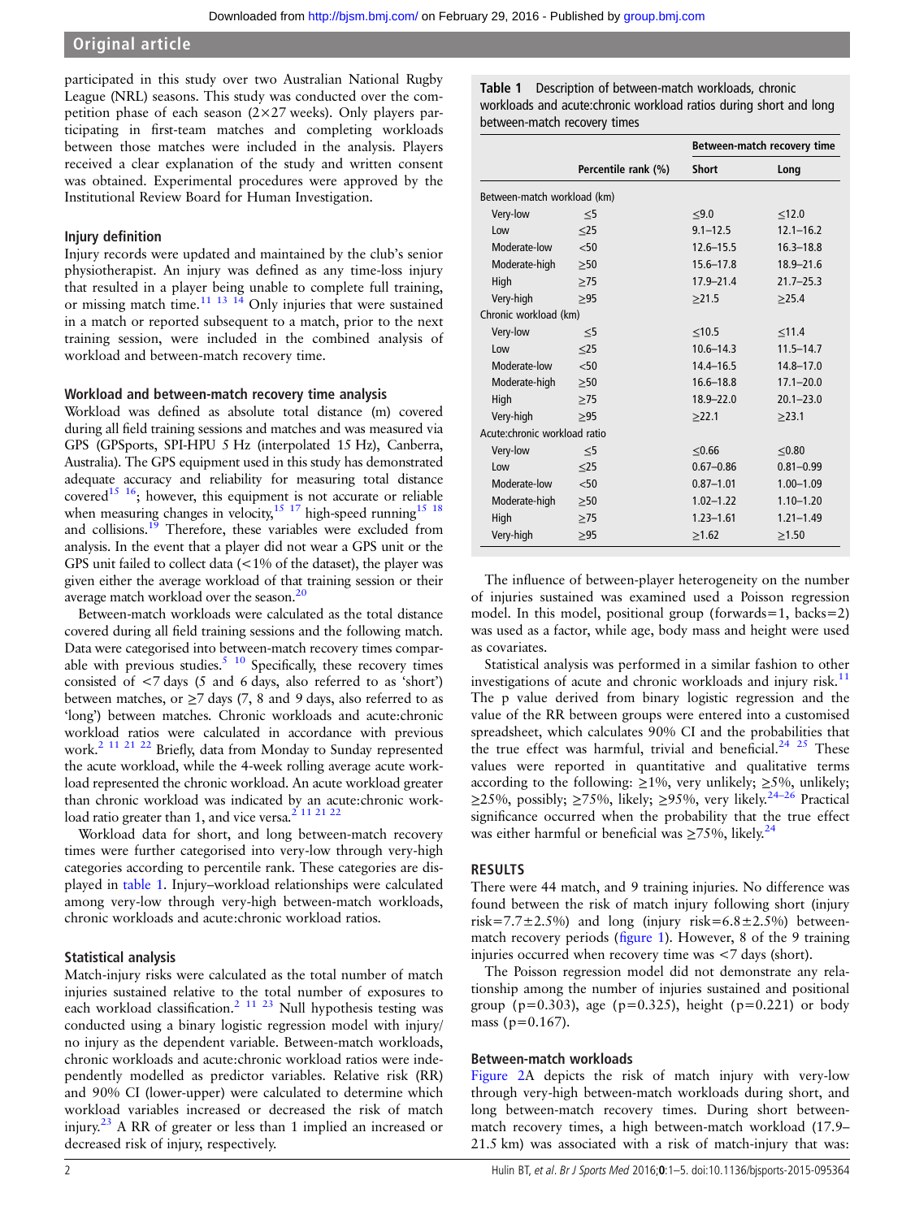participated in this study over two Australian National Rugby League (NRL) seasons. This study was conducted over the competition phase of each season (2×27 weeks). Only players participating in first-team matches and completing workloads between those matches were included in the analysis. Players received a clear explanation of the study and written consent was obtained. Experimental procedures were approved by the Institutional Review Board for Human Investigation.

### Injury definition

Injury records were updated and maintained by the club's senior physiotherapist. An injury was defined as any time-loss injury that resulted in a player being unable to complete full training, or missing match time.[11 13 14] Only injuries that were sustained in a match or reported subsequent to a match, prior to the next training session, were included in the combined analysis of workload and between-match recovery time.

### Workload and between-match recovery time analysis

Workload was defined as absolute total distance (m) covered during all field training sessions and matches and was measured via GPS (GPSports, SPI-HPU 5 Hz (interpolated 15 Hz), Canberra, Australia). The GPS equipment used in this study has demonstrated adequate accuracy and reliability for measuring total distance covered[15 16]; however, this equipment is not accurate or reliable when measuring changes in velocity,[15 17] high-speed running[15 18] and collisions.[19] Therefore, these variables were excluded from analysis. In the event that a player did not wear a GPS unit or the GPS unit failed to collect data (<1% of the dataset), the player was given either the average workload of that training session or their average match workload over the season.[20]

Between-match workloads were calculated as the total distance covered during all field training sessions and the following match. Data were categorised into between-match recovery times comparable with previous studies.[5 10] Specifically, these recovery times consisted of <7 days (5 and 6 days, also referred to as 'short') between matches, or ≥7 days (7, 8 and 9 days, also referred to as 'long') between matches. Chronic workloads and acute:chronic workload ratios were calculated in accordance with previous work.[2 11 21 22] Briefly, data from Monday to Sunday represented the acute workload, while the 4-week rolling average acute workload represented the chronic workload. An acute workload greater than chronic workload was indicated by an acute:chronic workload ratio greater than 1, and vice versa.[2 11 21 22]

Workload data for short, and long between-match recovery times were further categorised into very-low through very-high categories according to percentile rank. These categories are displayed in table 1. Injury–workload relationships were calculated among very-low through very-high between-match workloads, chronic workloads and acute:chronic workload ratios.

### Statistical analysis

Match-injury risks were calculated as the total number of match injuries sustained relative to the total number of exposures to each workload classification.[2 11 23] Null hypothesis testing was conducted using a binary logistic regression model with injury/no injury as the dependent variable. Between-match workloads, chronic workloads and acute:chronic workload ratios were independently modelled as predictor variables. Relative risk (RR) and 90% CI (lower-upper) were calculated to determine which workload variables increased or decreased the risk of match injury.[23] A RR of greater or less than 1 implied an increased or decreased risk of injury, respectively.

**Table 1** Description of between-match workloads, chronic workloads and acute:chronic workload ratios during short and long between-match recovery times

| | | Between-match recovery time | |
|---|---|---|---|
| | Percentile rank (%) | Short | Long |
| Between-match workload (km) | | | |
| Very-low | ≤5 | ≤9.0 | ≤12.0 |
| Low | ≤25 | 9.1–12.5 | 12.1–16.2 |
| Moderate-low | <50 | 12.6–15.5 | 16.3–18.8 |
| Moderate-high | ≥50 | 15.6–17.8 | 18.9–21.6 |
| High | ≥75 | 17.9–21.4 | 21.7–25.3 |
| Very-high | ≥95 | ≥21.5 | ≥25.4 |
| Chronic workload (km) | | | |
| Very-low | ≤5 | ≤10.5 | ≤11.4 |
| Low | ≤25 | 10.6–14.3 | 11.5–14.7 |
| Moderate-low | <50 | 14.4–16.5 | 14.8–17.0 |
| Moderate-high | ≥50 | 16.6–18.8 | 17.1–20.0 |
| High | ≥75 | 18.9–22.0 | 20.1–23.0 |
| Very-high | ≥95 | ≥22.1 | ≥23.1 |
| Acute:chronic workload ratio | | | |
| Very-low | ≤5 | ≤0.66 | ≤0.80 |
| Low | ≤25 | 0.67–0.86 | 0.81–0.99 |
| Moderate-low | <50 | 0.87–1.01 | 1.00–1.09 |
| Moderate-high | ≥50 | 1.02–1.22 | 1.10–1.20 |
| High | ≥75 | 1.23–1.61 | 1.21–1.49 |
| Very-high | ≥95 | ≥1.62 | ≥1.50 |

The influence of between-player heterogeneity on the number of injuries sustained was examined used a Poisson regression model. In this model, positional group (forwards=1, backs=2) was used as a factor, while age, body mass and height were used as covariates.

Statistical analysis was performed in a similar fashion to other investigations of acute and chronic workloads and injury risk.[11] The p value derived from binary logistic regression and the value of the RR between groups were entered into a customised spreadsheet, which calculates 90% CI and the probabilities that the true effect was harmful, trivial and beneficial.[24 25] These values were reported in quantitative and qualitative terms according to the following: ≥1%, very unlikely; ≥5%, unlikely; ≥25%, possibly; ≥75%, likely; ≥95%, very likely.[24–26] Practical significance occurred when the probability that the true effect was either harmful or beneficial was ≥75%, likely.[24]

## RESULTS

There were 44 match, and 9 training injuries. No difference was found between the risk of match injury following short (injury risk=7.7±2.5%) and long (injury risk=6.8±2.5%) between-match recovery periods (figure 1). However, 8 of the 9 training injuries occurred when recovery time was <7 days (short).

The Poisson regression model did not demonstrate any relationship among the number of injuries sustained and positional group (p=0.303), age (p=0.325), height (p=0.221) or body mass (p=0.167).

### Between-match workloads

Figure 2A depicts the risk of match injury with very-low through very-high between-match workloads during short, and long between-match recovery times. During short between-match recovery times, a high between-match workload (17.9–21.5 km) was associated with a risk of match-injury that was: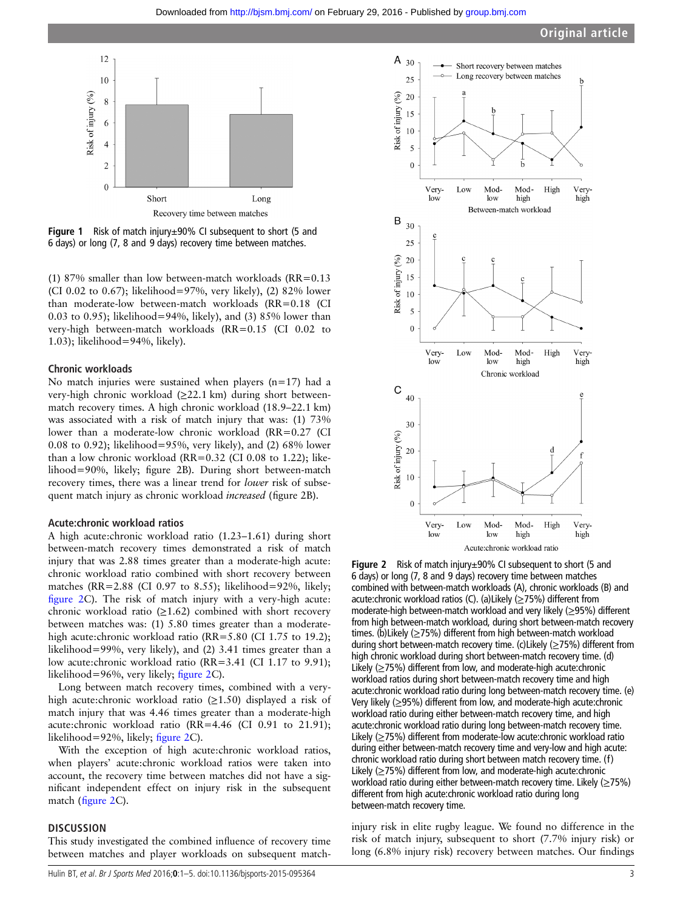Figure 1 Risk of match injury±90% CI subsequent to short (5 and 6 days) or long (7, 8 and 9 days) recovery time between matches.

(1) 87% smaller than low between-match workloads (RR=0.13 (CI 0.02 to 0.67); likelihood=97%, very likely), (2) 82% lower than moderate-low between-match workloads (RR=0.18 (CI 0.03 to 0.95); likelihood=94%, likely), and (3) 85% lower than very-high between-match workloads (RR=0.15 (CI 0.02 to 1.03); likelihood=94%, likely).

### Chronic workloads

No match injuries were sustained when players (n=17) had a very-high chronic workload (≥22.1 km) during short between-match recovery times. A high chronic workload (18.9–22.1 km) was associated with a risk of match injury that was: (1) 73% lower than a moderate-low chronic workload (RR=0.27 (CI 0.08 to 0.92); likelihood=95%, very likely), and (2) 68% lower than a low chronic workload (RR=0.32 (CI 0.08 to 1.22); likelihood=90%, likely; figure 2B). During short between-match recovery times, there was a linear trend for *lower* risk of subsequent match injury as chronic workload *increased* (figure 2B).

### Acute:chronic workload ratios

A high acute:chronic workload ratio (1.23–1.61) during short between-match recovery times demonstrated a risk of match injury that was 2.88 times greater than a moderate-high acute:chronic workload ratio combined with short recovery between matches (RR=2.88 (CI 0.97 to 8.55); likelihood=92%, likely; figure 2C). The risk of match injury with a very-high acute:chronic workload ratio (≥1.62) combined with short recovery between matches was: (1) 5.80 times greater than a moderate-high acute:chronic workload ratio (RR=5.80 (CI 1.75 to 19.2); likelihood=99%, very likely), and (2) 3.41 times greater than a low acute:chronic workload ratio (RR=3.41 (CI 1.17 to 9.91); likelihood=96%, very likely; figure 2C).

Long between match recovery times, combined with a very-high acute:chronic workload ratio (≥1.50) displayed a risk of match injury that was 4.46 times greater than a moderate-high acute:chronic workload ratio (RR=4.46 (CI 0.91 to 21.91); likelihood=92%, likely; figure 2C).

With the exception of high acute:chronic workload ratios, when players' acute:chronic workload ratios were taken into account, the recovery time between matches did not have a significant independent effect on injury risk in the subsequent match (figure 2C).

## DISCUSSION

This study investigated the combined influence of recovery time between matches and player workloads on subsequent match-injury risk in elite rugby league. We found no difference in the risk of match injury, subsequent to short (7.7% injury risk) or long (6.8% injury risk) recovery between matches. Our findings

Figure 2 Risk of match injury±90% CI subsequent to short (5 and 6 days) or long (7, 8 and 9 days) recovery time between matches combined with between-match workloads (A), chronic workloads (B) and acute:chronic workload ratios (C). (a)Likely (≥75%) different from moderate-high between-match workload and very likely (≥95%) different from high between-match workload, during short between-match recovery times. (b)Likely (≥75%) different from high between-match workload during short between-match recovery time. (c)Likely (≥75%) different from high chronic workload during short between-match recovery time. (d) Likely (≥75%) different from low, and moderate-high acute:chronic workload ratios during short between-match recovery time and high acute:chronic workload ratio during long between-match recovery time. (e) Very likely (≥95%) different from low, and moderate-high acute:chronic workload ratio during either between-match recovery time, and high acute:chronic workload ratio during long between-match recovery time. Likely (≥75%) different from moderate-low acute:chronic workload ratio during either between-match recovery time and very-low and high acute:chronic workload ratio during short between match recovery time. (f) Likely (≥75%) different from low, and moderate-high acute:chronic workload ratio during either between-match recovery time. Likely (≥75%) different from high acute:chronic workload ratio during long between-match recovery time.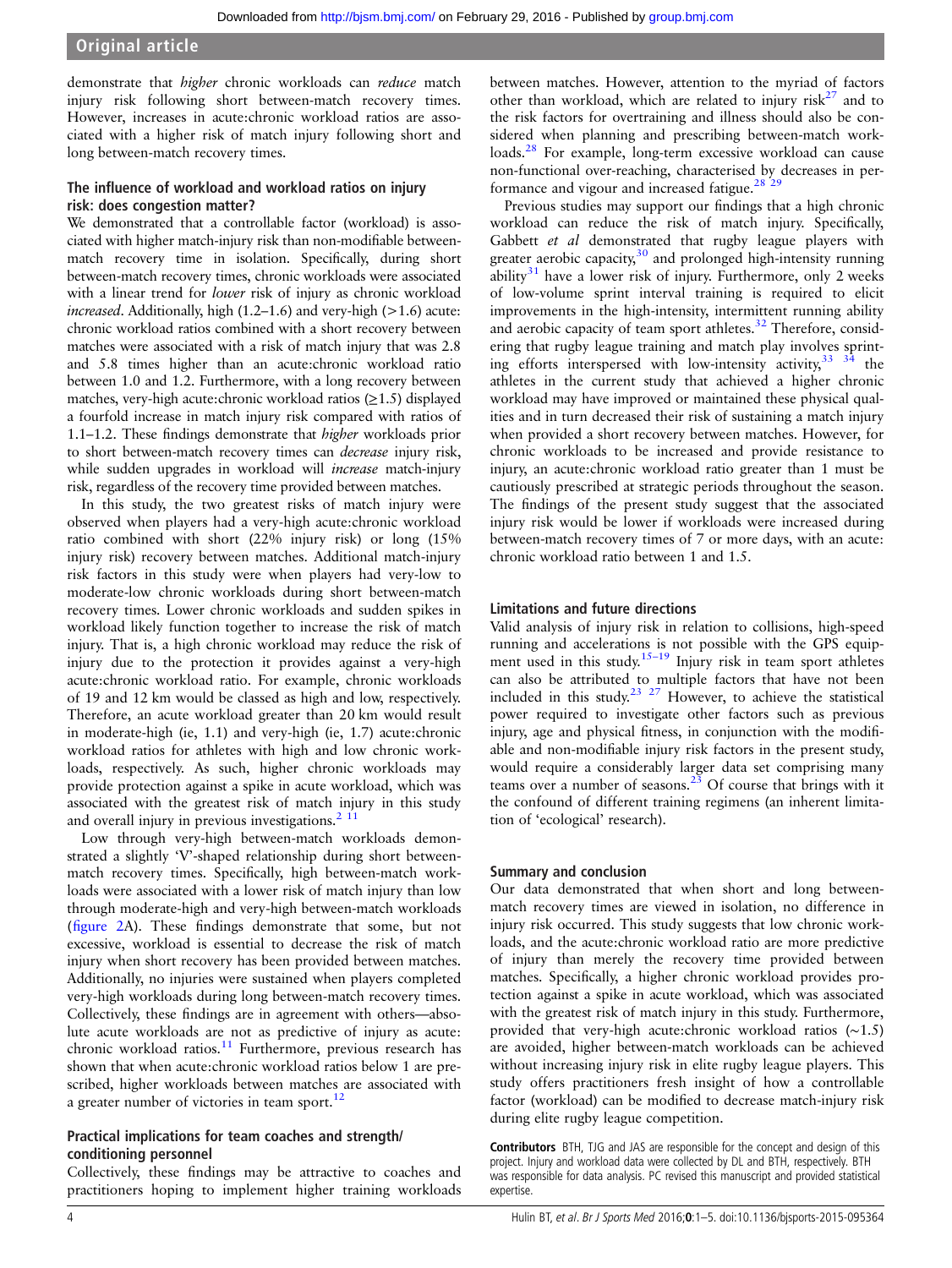demonstrate that *higher* chronic workloads can *reduce* match injury risk following short between-match recovery times. However, increases in acute:chronic workload ratios are associated with a higher risk of match injury following short and long between-match recovery times.

### The influence of workload and workload ratios on injury risk: does congestion matter?

We demonstrated that a controllable factor (workload) is associated with higher match-injury risk than non-modifiable between-match recovery time in isolation. Specifically, during short between-match recovery times, chronic workloads were associated with a linear trend for *lower* risk of injury as chronic workload *increased*. Additionally, high (1.2–1.6) and very-high (>1.6) acute:chronic workload ratios combined with a short recovery between matches were associated with a risk of match injury that was 2.8 and 5.8 times higher than an acute:chronic workload ratio between 1.0 and 1.2. Furthermore, with a long recovery between matches, very-high acute:chronic workload ratios (≥1.5) displayed a fourfold increase in match injury risk compared with ratios of 1.1–1.2. These findings demonstrate that *higher* workloads prior to short between-match recovery times can *decrease* injury risk, while sudden upgrades in workload will *increase* match-injury risk, regardless of the recovery time provided between matches.

In this study, the two greatest risks of match injury were observed when players had a very-high acute:chronic workload ratio combined with short (22% injury risk) or long (15% injury risk) recovery between matches. Additional match-injury risk factors in this study were when players had very-low to moderate-low chronic workloads during short between-match recovery times. Lower chronic workloads and sudden spikes in workload likely function together to increase the risk of match injury. That is, a high chronic workload may reduce the risk of injury due to the protection it provides against a very-high acute:chronic workload ratio. For example, chronic workloads of 19 and 12 km would be classed as high and low, respectively. Therefore, an acute workload greater than 20 km would result in moderate-high (ie, 1.1) and very-high (ie, 1.7) acute:chronic workload ratios for athletes with high and low chronic workloads, respectively. As such, higher chronic workloads may provide protection against a spike in acute workload, which was associated with the greatest risk of match injury in this study and overall injury in previous investigations.[2 11]

Low through very-high between-match workloads demonstrated a slightly 'V'-shaped relationship during short between-match recovery times. Specifically, high between-match workloads were associated with a lower risk of match injury than low through moderate-high and very-high between-match workloads (figure 2A). These findings demonstrate that some, but not excessive, workload is essential to decrease the risk of match injury when short recovery has been provided between matches. Additionally, no injuries were sustained when players completed very-high workloads during long between-match recovery times. Collectively, these findings are in agreement with others—absolute acute workloads are not as predictive of injury as acute: chronic workload ratios.[11] Furthermore, previous research has shown that when acute:chronic workload ratios below 1 are prescribed, higher workloads between matches are associated with a greater number of victories in team sport.[12]

### Practical implications for team coaches and strength/conditioning personnel

Collectively, these findings may be attractive to coaches and practitioners hoping to implement higher training workloads between matches. However, attention to the myriad of factors other than workload, which are related to injury risk[27] and to the risk factors for overtraining and illness should also be considered when planning and prescribing between-match workloads.[28] For example, long-term excessive workload can cause non-functional over-reaching, characterised by decreases in performance and vigour and increased fatigue.[28 29]

Previous studies may support our findings that a high chronic workload can reduce the risk of match injury. Specifically, Gabbett *et al* demonstrated that rugby league players with greater aerobic capacity,[30] and prolonged high-intensity running ability[31] have a lower risk of injury. Furthermore, only 2 weeks of low-volume sprint interval training is required to elicit improvements in the high-intensity, intermittent running ability and aerobic capacity of team sport athletes.[32] Therefore, considering that rugby league training and match play involves sprinting efforts interspersed with low-intensity activity,[33 34] the athletes in the current study that achieved a higher chronic workload may have improved or maintained these physical qualities and in turn decreased their risk of sustaining a match injury when provided a short recovery between matches. However, for chronic workloads to be increased and provide resistance to injury, an acute:chronic workload ratio greater than 1 must be cautiously prescribed at strategic periods throughout the season. The findings of the present study suggest that the associated injury risk would be lower if workloads were increased during between-match recovery times of 7 or more days, with an acute: chronic workload ratio between 1 and 1.5.

### Limitations and future directions

Valid analysis of injury risk in relation to collisions, high-speed running and accelerations is not possible with the GPS equipment used in this study.[15–19] Injury risk in team sport athletes can also be attributed to multiple factors that have not been included in this study.[23 27] However, to achieve the statistical power required to investigate other factors such as previous injury, age and physical fitness, in conjunction with the modifiable and non-modifiable injury risk factors in the present study, would require a considerably larger data set comprising many teams over a number of seasons.[23] Of course that brings with it the confound of different training regimens (an inherent limitation of 'ecological' research).

### Summary and conclusion

Our data demonstrated that when short and long between-match recovery times are viewed in isolation, no difference in injury risk occurred. This study suggests that low chronic workloads, and the acute:chronic workload ratio are more predictive of injury than merely the recovery time provided between matches. Specifically, a higher chronic workload provides protection against a spike in acute workload, which was associated with the greatest risk of match injury in this study. Furthermore, provided that very-high acute:chronic workload ratios (~1.5) are avoided, higher between-match workloads can be achieved without increasing injury risk in elite rugby league players. This study offers practitioners fresh insight of how a controllable factor (workload) can be modified to decrease match-injury risk during elite rugby league competition.

**Contributors** BTH, TJG and JAS are responsible for the concept and design of this project. Injury and workload data were collected by DL and BTH, respectively. BTH was responsible for data analysis. PC revised this manuscript and provided statistical expertise.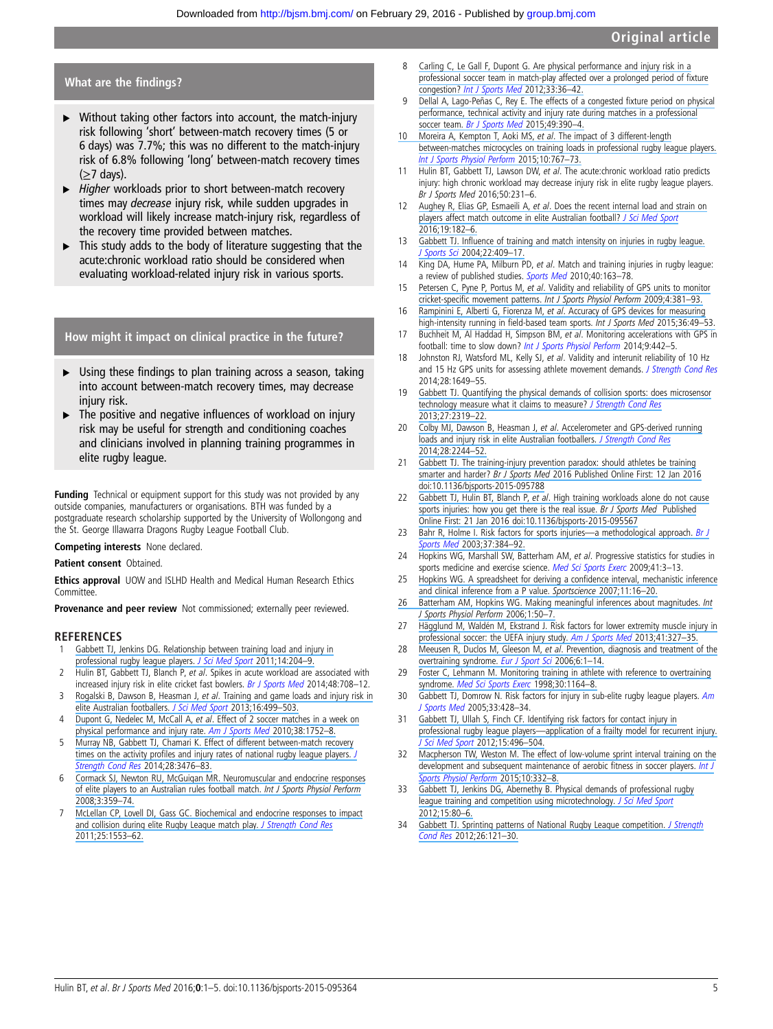## What are the findings?

- Without taking other factors into account, the match-injury risk following 'short' between-match recovery times (5 or 6 days) was 7.7%; this was no different to the match-injury risk of 6.8% following 'long' between-match recovery times (≥7 days).
- *Higher* workloads prior to short between-match recovery times may *decrease* injury risk, while sudden upgrades in workload will likely increase match-injury risk, regardless of the recovery time provided between matches.
- This study adds to the body of literature suggesting that the acute:chronic workload ratio should be considered when evaluating workload-related injury risk in various sports.

## How might it impact on clinical practice in the future?

- Using these findings to plan training across a season, taking into account between-match recovery times, may decrease injury risk.
- The positive and negative influences of workload on injury risk may be useful for strength and conditioning coaches and clinicians involved in planning training programmes in elite rugby league.

**Funding** Technical or equipment support for this study was not provided by any outside companies, manufacturers or organisations. BTH was funded by a postgraduate research scholarship supported by the University of Wollongong and the St. George Illawarra Dragons Rugby League Football Club.

**Competing interests** None declared.

**Patient consent** Obtained.

**Ethics approval** UOW and ISLHD Health and Medical Human Research Ethics Committee.

**Provenance and peer review** Not commissioned; externally peer reviewed.

## REFERENCES

1. Gabbett TJ, Jenkins DG. Relationship between training load and injury in professional rugby league players. *J Sci Med Sport* 2011;14:204–9.
2. Hulin BT, Gabbett TJ, Blanch P, *et al*. Spikes in acute workload are associated with increased injury risk in elite cricket fast bowlers. *Br J Sports Med* 2014;48:708–12.
3. Rogalski B, Dawson B, Heasman J, *et al*. Training and game loads and injury risk in elite Australian footballers. *J Sci Med Sport* 2013;16:499–503.
4. Dupont G, Nedelec M, McCall A, *et al*. Effect of 2 soccer matches in a week on physical performance and injury rate. *Am J Sports Med* 2010;38:1752–8.
5. Murray NB, Gabbett TJ, Chamari K. Effect of different between-match recovery times on the activity profiles and injury rates of national rugby league players. *J Strength Cond Res* 2014;28:3476–83.
6. Cormack SJ, Newton RU, McGuigan MR. Neuromuscular and endocrine responses of elite players to an Australian rules football match. *Int J Sports Physiol Perform* 2008;3:359–74.
7. McLellan CP, Lovell DI, Gass GC. Biochemical and endocrine responses to impact and collision during elite Rugby League match play. *J Strength Cond Res* 2011;25:1553–62.
8. Carling C, Le Gall F, Dupont G. Are physical performance and injury risk in a professional soccer team in match-play affected over a prolonged period of fixture congestion? *Int J Sports Med* 2012;33:36–42.
9. Dellal A, Lago-Peñas C, Rey E. The effects of a congested fixture period on physical performance, technical activity and injury rate during matches in a professional soccer team. *Br J Sports Med* 2015;49:390–4.
10. Moreira A, Kempton T, Aoki MS, *et al*. The impact of 3 different-length between-matches microcycles on training loads in professional rugby league players. *Int J Sports Physiol Perform* 2015;10:767–73.
11. Hulin BT, Gabbett TJ, Lawson DW, *et al*. The acute:chronic workload ratio predicts injury: high chronic workload may decrease injury risk in elite rugby league players. *Br J Sports Med* 2016;50:231–6.
12. Aughey R, Elias GP, Esmaeili A, *et al*. Does the recent internal load and strain on players affect match outcome in elite Australian football? *J Sci Med Sport* 2016;19:182–6.
13. Gabbett TJ. Influence of training and match intensity on injuries in rugby league. *J Sports Sci* 2004;22:409–17.
14. King DA, Hume PA, Milburn PD, *et al*. Match and training injuries in rugby league: a review of published studies. *Sports Med* 2010;40:163–78.
15. Petersen C, Pyne P, Portus M, *et al*. Validity and reliability of GPS units to monitor cricket-specific movement patterns. *Int J Sports Physiol Perform* 2009;4:381–93.
16. Rampinini E, Alberti G, Fiorenza M, *et al*. Accuracy of GPS devices for measuring high-intensity running in field-based team sports. *Int J Sports Med* 2015;36:49–53.
17. Buchheit M, Al Haddad H, Simpson BM, *et al*. Monitoring accelerations with GPS in football: time to slow down? *Int J Sports Physiol Perform* 2014;9:442–5.
18. Johnston RJ, Watsford ML, Kelly SJ, *et al*. Validity and interunit reliability of 10 Hz and 15 Hz GPS units for assessing athlete movement demands. *J Strength Cond Res* 2014;28:1649–55.
19. Gabbett TJ. Quantifying the physical demands of collision sports: does microsensor technology measure what it claims to measure? *J Strength Cond Res* 2013;27:2319–22.
20. Colby MJ, Dawson B, Heasman J, *et al*. Accelerometer and GPS-derived running loads and injury risk in elite Australian footballers. *J Strength Cond Res* 2014;28:2244–52.
21. Gabbett TJ. The training-injury prevention paradox: should athletes be training smarter and harder? *Br J Sports Med* 2016 Published Online First: 12 Jan 2016 doi:10.1136/bjsports-2015-095788
22. Gabbett TJ, Hulin BT, Blanch P, *et al*. High training workloads alone do not cause sports injuries: how you get there is the real issue. *Br J Sports Med* Published Online First: 21 Jan 2016 doi:10.1136/bjsports-2015-095567
23. Bahr R, Holme I. Risk factors for sports injuries—a methodological approach. *Br J Sports Med* 2003;37:384–92.
24. Hopkins WG, Marshall SW, Batterham AM, *et al*. Progressive statistics for studies in sports medicine and exercise science. *Med Sci Sports Exerc* 2009;41:3–13.
25. Hopkins WG. A spreadsheet for deriving a confidence interval, mechanistic inference and clinical inference from a P value. *Sportscience* 2007;11:16–20.
26. Batterham AM, Hopkins WG. Making meaningful inferences about magnitudes. *Int J Sports Physiol Perform* 2006;1:50–7.
27. Hägglund M, Waldén M, Ekstrand J. Risk factors for lower extremity muscle injury in professional soccer: the UEFA injury study. *Am J Sports Med* 2013;41:327–35.
28. Meeusen R, Duclos M, Gleeson M, *et al*. Prevention, diagnosis and treatment of the overtraining syndrome. *Eur J Sport Sci* 2006;6:1–14.
29. Foster C, Lehmann M. Monitoring training in athlete with reference to overtraining syndrome. *Med Sci Sports Exerc* 1998;30:1164–8.
30. Gabbett TJ, Domrow N. Risk factors for injury in sub-elite rugby league players. *Am J Sports Med* 2005;33:428–34.
31. Gabbett TJ, Ullah S, Finch CF. Identifying risk factors for contact injury in professional rugby league players—application of a frailty model for recurrent injury. *J Sci Med Sport* 2012;15:496–504.
32. Macpherson TW, Weston M. The effect of low-volume sprint interval training on the development and subsequent maintenance of aerobic fitness in soccer players. *Int J Sports Physiol Perform* 2015;10:332–8.
33. Gabbett TJ, Jenkins DG, Abernethy B. Physical demands of professional rugby league training and competition using microtechnology. *J Sci Med Sport* 2012;15:80–6.
34. Gabbett TJ. Sprinting patterns of National Rugby League competition. *J Strength Cond Res* 2012;26:121–30.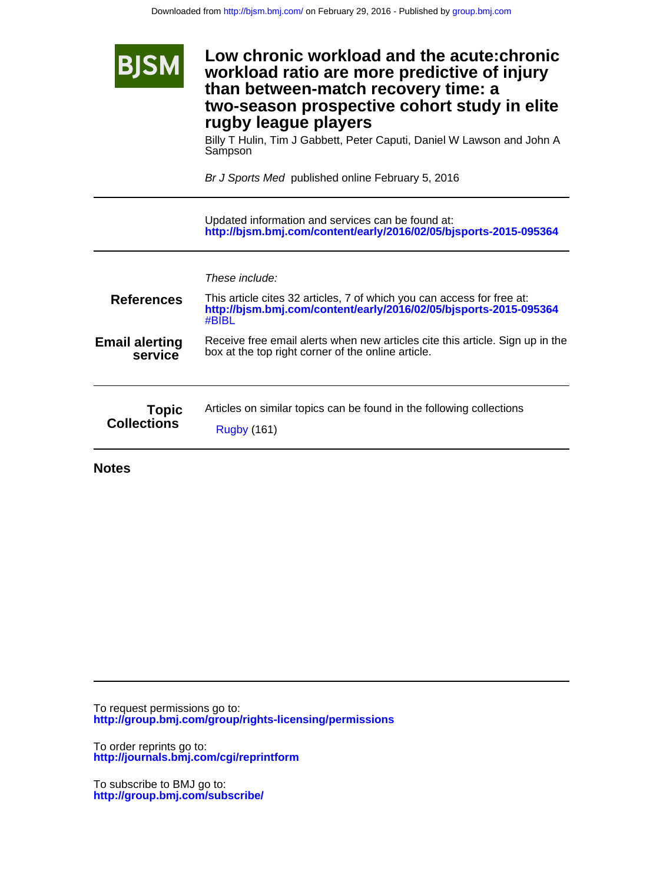Downloaded from http://bjsm.bmj.com/ on February 29, 2016 - Published by group.bmj.com

BJSM

# Low chronic workload and the acute:chronic workload ratio are more predictive of injury than between-match recovery time: a two-season prospective cohort study in elite rugby league players

Billy T Hulin, Tim J Gabbett, Peter Caputi, Daniel W Lawson and John A Sampson

*Br J Sports Med* published online February 5, 2016

Updated information and services can be found at:
**http://bjsm.bmj.com/content/early/2016/02/05/bjsports-2015-095364**

*These include:*

**References**

This article cites 32 articles, 7 of which you can access for free at:
**http://bjsm.bmj.com/content/early/2016/02/05/bjsports-2015-095364#BIBL**

**Email alerting service**

Receive free email alerts when new articles cite this article. Sign up in the box at the top right corner of the online article.

**Topic Collections**

Articles on similar topics can be found in the following collections

Rugby (161)

## Notes

To request permissions go to:
**http://group.bmj.com/group/rights-licensing/permissions**

To order reprints go to:
**http://journals.bmj.com/cgi/reprintform**

To subscribe to BMJ go to:
**http://group.bmj.com/subscribe/**